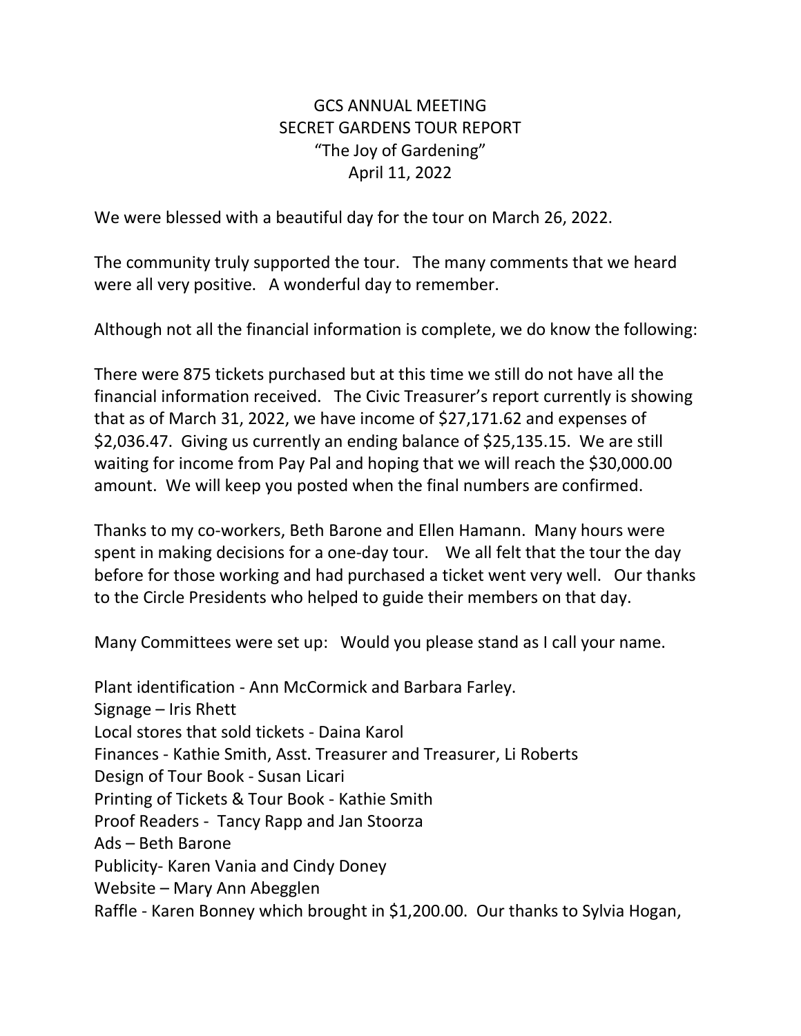# GCS ANNUAL MEETING
## SECRET GARDENS TOUR REPORT
### "The Joy of Gardening"
### April 11, 2022

We were blessed with a beautiful day for the tour on March 26, 2022.

The community truly supported the tour. The many comments that we heard were all very positive. A wonderful day to remember.

Although not all the financial information is complete, we do know the following:

There were 875 tickets purchased but at this time we still do not have all the financial information received. The Civic Treasurer's report currently is showing that as of March 31, 2022, we have income of $27,171.62 and expenses of $2,036.47. Giving us currently an ending balance of $25,135.15. We are still waiting for income from Pay Pal and hoping that we will reach the $30,000.00 amount. We will keep you posted when the final numbers are confirmed.

Thanks to my co-workers, Beth Barone and Ellen Hamann. Many hours were spent in making decisions for a one-day tour. We all felt that the tour the day before for those working and had purchased a ticket went very well. Our thanks to the Circle Presidents who helped to guide their members on that day.

Many Committees were set up: Would you please stand as I call your name.

Plant identification - Ann McCormick and Barbara Farley.
Signage – Iris Rhett
Local stores that sold tickets - Daina Karol
Finances - Kathie Smith, Asst. Treasurer and Treasurer, Li Roberts
Design of Tour Book - Susan Licari
Printing of Tickets & Tour Book - Kathie Smith
Proof Readers - Tancy Rapp and Jan Stoorza
Ads – Beth Barone
Publicity- Karen Vania and Cindy Doney
Website – Mary Ann Abegglen
Raffle - Karen Bonney which brought in $1,200.00. Our thanks to Sylvia Hogan,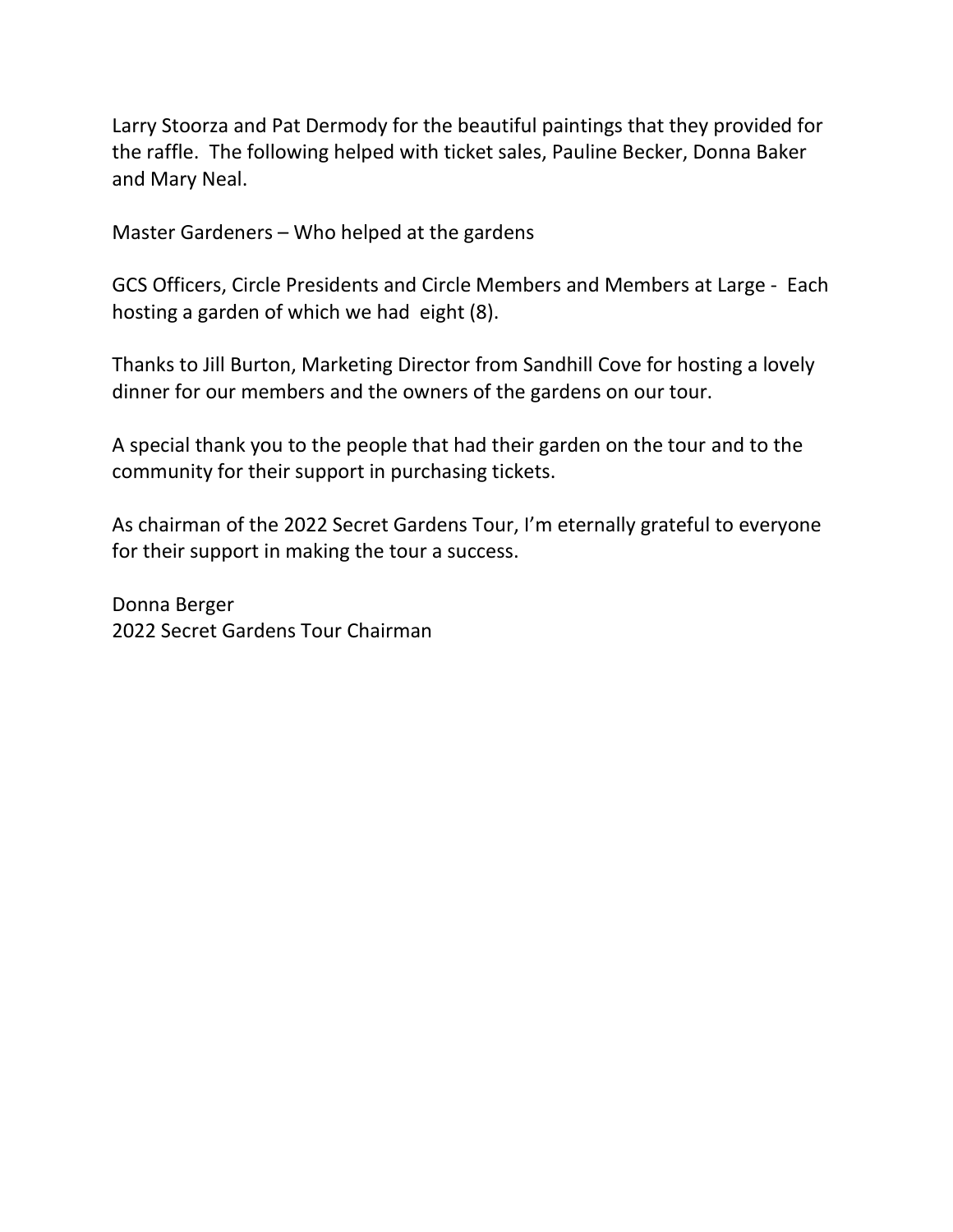Larry Stoorza and Pat Dermody for the beautiful paintings that they provided for the raffle. The following helped with ticket sales, Pauline Becker, Donna Baker and Mary Neal.

Master Gardeners – Who helped at the gardens

GCS Officers, Circle Presidents and Circle Members and Members at Large - Each hosting a garden of which we had eight (8).

Thanks to Jill Burton, Marketing Director from Sandhill Cove for hosting a lovely dinner for our members and the owners of the gardens on our tour.

A special thank you to the people that had their garden on the tour and to the community for their support in purchasing tickets.

As chairman of the 2022 Secret Gardens Tour, I'm eternally grateful to everyone for their support in making the tour a success.

Donna Berger
2022 Secret Gardens Tour Chairman